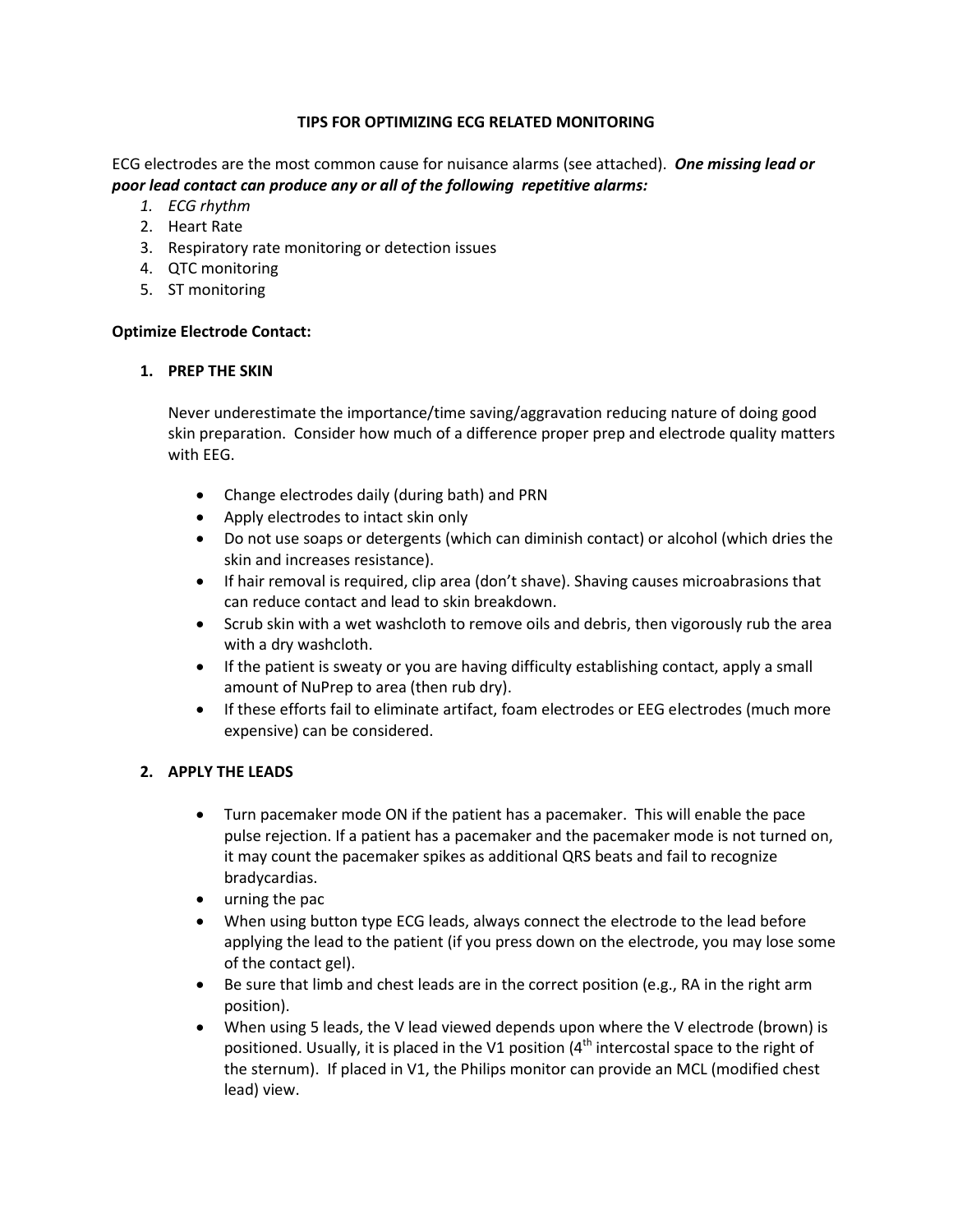# TIPS FOR OPTIMIZING ECG RELATED MONITORING

ECG electrodes are the most common cause for nuisance alarms (see attached). ***One missing lead or poor lead contact can produce any or all of the following repetitive alarms:***

1. *ECG rhythm*
2. Heart Rate
3. Respiratory rate monitoring or detection issues
4. QTC monitoring
5. ST monitoring

**Optimize Electrode Contact:**

1. **PREP THE SKIN**

   Never underestimate the importance/time saving/aggravation reducing nature of doing good skin preparation. Consider how much of a difference proper prep and electrode quality matters with EEG.

   - Change electrodes daily (during bath) and PRN
   - Apply electrodes to intact skin only
   - Do not use soaps or detergents (which can diminish contact) or alcohol (which dries the skin and increases resistance).
   - If hair removal is required, clip area (don't shave). Shaving causes microabrasions that can reduce contact and lead to skin breakdown.
   - Scrub skin with a wet washcloth to remove oils and debris, then vigorously rub the area with a dry washcloth.
   - If the patient is sweaty or you are having difficulty establishing contact, apply a small amount of NuPrep to area (then rub dry).
   - If these efforts fail to eliminate artifact, foam electrodes or EEG electrodes (much more expensive) can be considered.

2. **APPLY THE LEADS**

   - Turn pacemaker mode ON if the patient has a pacemaker. This will enable the pace pulse rejection. If a patient has a pacemaker and the pacemaker mode is not turned on, it may count the pacemaker spikes as additional QRS beats and fail to recognize bradycardias.
   - urning the pac
   - When using button type ECG leads, always connect the electrode to the lead before applying the lead to the patient (if you press down on the electrode, you may lose some of the contact gel).
   - Be sure that limb and chest leads are in the correct position (e.g., RA in the right arm position).
   - When using 5 leads, the V lead viewed depends upon where the V electrode (brown) is positioned. Usually, it is placed in the V1 position (4th intercostal space to the right of the sternum). If placed in V1, the Philips monitor can provide an MCL (modified chest lead) view.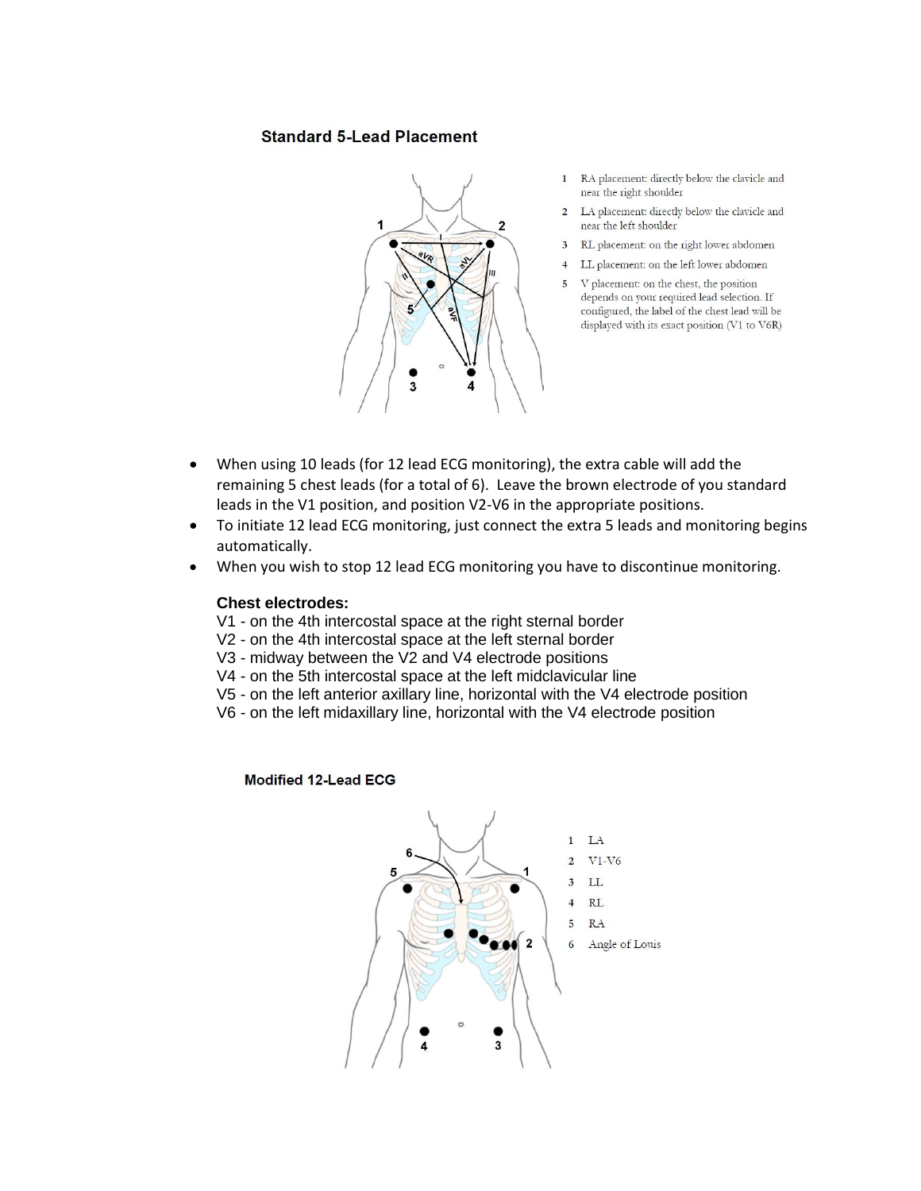### Standard 5-Lead Placement

1. RA placement: directly below the clavicle and near the right shoulder
2. LA placement: directly below the clavicle and near the left shoulder
3. RL placement: on the right lower abdomen
4. LL placement: on the left lower abdomen
5. V placement: on the chest, the position depends on your required lead selection. If configured, the label of the chest lead will be displayed with its exact position (V1 to V6R)

- When using 10 leads (for 12 lead ECG monitoring), the extra cable will add the remaining 5 chest leads (for a total of 6). Leave the brown electrode of you standard leads in the V1 position, and position V2-V6 in the appropriate positions.
- To initiate 12 lead ECG monitoring, just connect the extra 5 leads and monitoring begins automatically.
- When you wish to stop 12 lead ECG monitoring you have to discontinue monitoring.

**Chest electrodes:**

V1 - on the 4th intercostal space at the right sternal border
V2 - on the 4th intercostal space at the left sternal border
V3 - midway between the V2 and V4 electrode positions
V4 - on the 5th intercostal space at the left midclavicular line
V5 - on the left anterior axillary line, horizontal with the V4 electrode position
V6 - on the left midaxillary line, horizontal with the V4 electrode position

### Modified 12-Lead ECG

1. LA
2. V1-V6
3. LL
4. RL
5. RA
6. Angle of Louis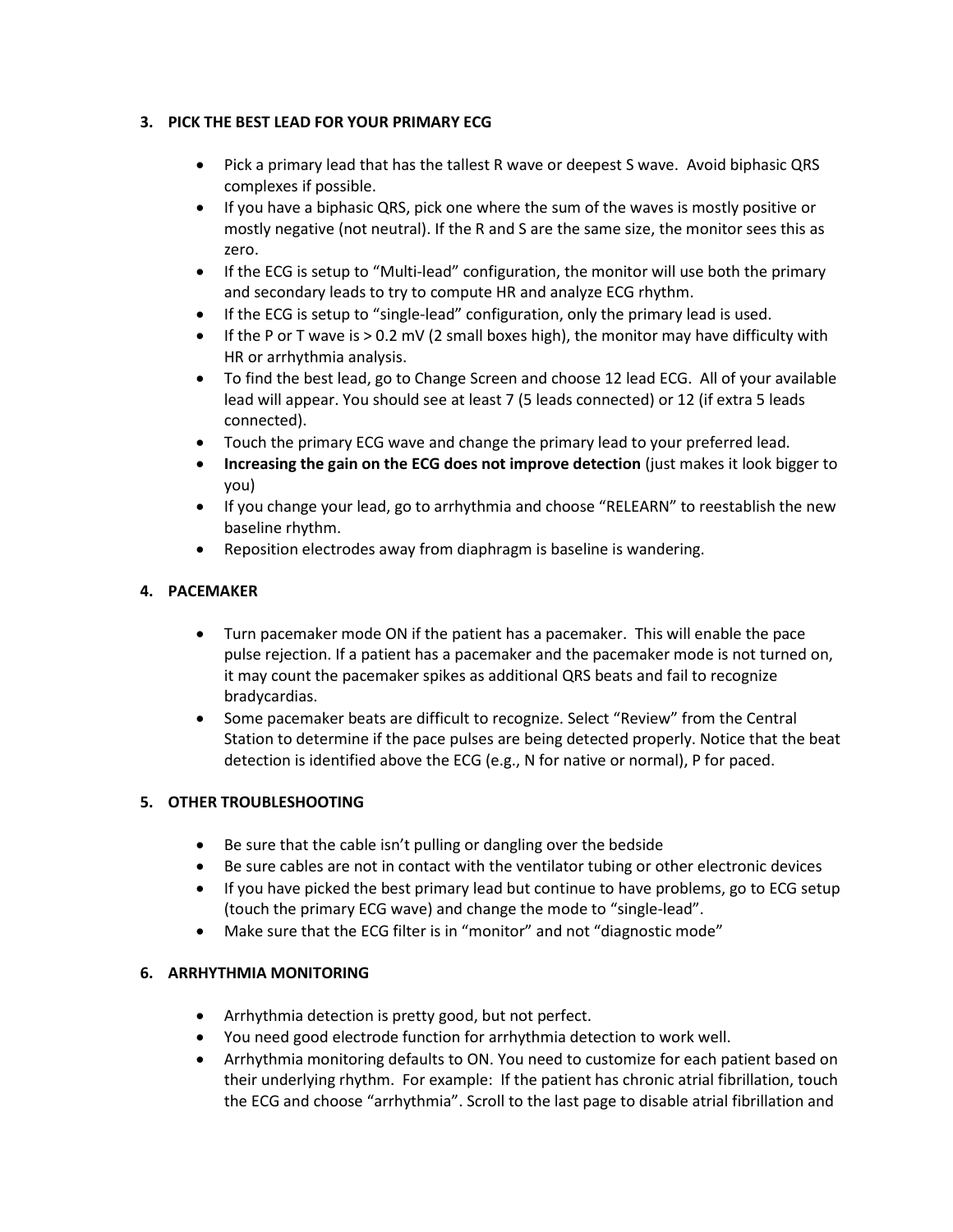### 3. PICK THE BEST LEAD FOR YOUR PRIMARY ECG

- Pick a primary lead that has the tallest R wave or deepest S wave. Avoid biphasic QRS complexes if possible.
- If you have a biphasic QRS, pick one where the sum of the waves is mostly positive or mostly negative (not neutral). If the R and S are the same size, the monitor sees this as zero.
- If the ECG is setup to "Multi-lead" configuration, the monitor will use both the primary and secondary leads to try to compute HR and analyze ECG rhythm.
- If the ECG is setup to "single-lead" configuration, only the primary lead is used.
- If the P or T wave is > 0.2 mV (2 small boxes high), the monitor may have difficulty with HR or arrhythmia analysis.
- To find the best lead, go to Change Screen and choose 12 lead ECG. All of your available lead will appear. You should see at least 7 (5 leads connected) or 12 (if extra 5 leads connected).
- Touch the primary ECG wave and change the primary lead to your preferred lead.
- **Increasing the gain on the ECG does not improve detection** (just makes it look bigger to you)
- If you change your lead, go to arrhythmia and choose "RELEARN" to reestablish the new baseline rhythm.
- Reposition electrodes away from diaphragm is baseline is wandering.

### 4. PACEMAKER

- Turn pacemaker mode ON if the patient has a pacemaker. This will enable the pace pulse rejection. If a patient has a pacemaker and the pacemaker mode is not turned on, it may count the pacemaker spikes as additional QRS beats and fail to recognize bradycardias.
- Some pacemaker beats are difficult to recognize. Select "Review" from the Central Station to determine if the pace pulses are being detected properly. Notice that the beat detection is identified above the ECG (e.g., N for native or normal), P for paced.

### 5. OTHER TROUBLESHOOTING

- Be sure that the cable isn't pulling or dangling over the bedside
- Be sure cables are not in contact with the ventilator tubing or other electronic devices
- If you have picked the best primary lead but continue to have problems, go to ECG setup (touch the primary ECG wave) and change the mode to "single-lead".
- Make sure that the ECG filter is in "monitor" and not "diagnostic mode"

### 6. ARRHYTHMIA MONITORING

- Arrhythmia detection is pretty good, but not perfect.
- You need good electrode function for arrhythmia detection to work well.
- Arrhythmia monitoring defaults to ON. You need to customize for each patient based on their underlying rhythm. For example: If the patient has chronic atrial fibrillation, touch the ECG and choose "arrhythmia". Scroll to the last page to disable atrial fibrillation and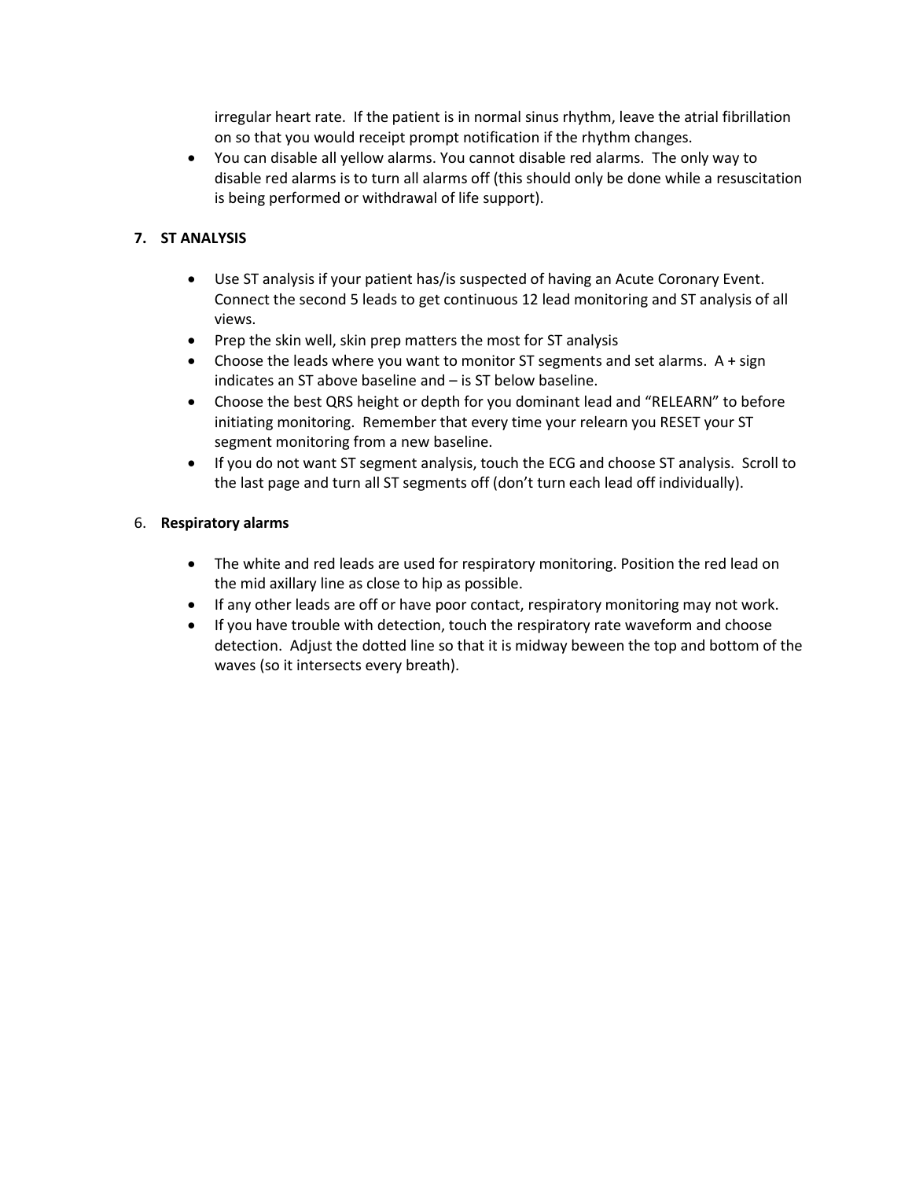irregular heart rate. If the patient is in normal sinus rhythm, leave the atrial fibrillation on so that you would receipt prompt notification if the rhythm changes.

- You can disable all yellow alarms. You cannot disable red alarms. The only way to disable red alarms is to turn all alarms off (this should only be done while a resuscitation is being performed or withdrawal of life support).

**7. ST ANALYSIS**

- Use ST analysis if your patient has/is suspected of having an Acute Coronary Event. Connect the second 5 leads to get continuous 12 lead monitoring and ST analysis of all views.
- Prep the skin well, skin prep matters the most for ST analysis
- Choose the leads where you want to monitor ST segments and set alarms. A + sign indicates an ST above baseline and – is ST below baseline.
- Choose the best QRS height or depth for you dominant lead and "RELEARN" to before initiating monitoring. Remember that every time your relearn you RESET your ST segment monitoring from a new baseline.
- If you do not want ST segment analysis, touch the ECG and choose ST analysis. Scroll to the last page and turn all ST segments off (don't turn each lead off individually).

6. **Respiratory alarms**

- The white and red leads are used for respiratory monitoring. Position the red lead on the mid axillary line as close to hip as possible.
- If any other leads are off or have poor contact, respiratory monitoring may not work.
- If you have trouble with detection, touch the respiratory rate waveform and choose detection. Adjust the dotted line so that it is midway beween the top and bottom of the waves (so it intersects every breath).